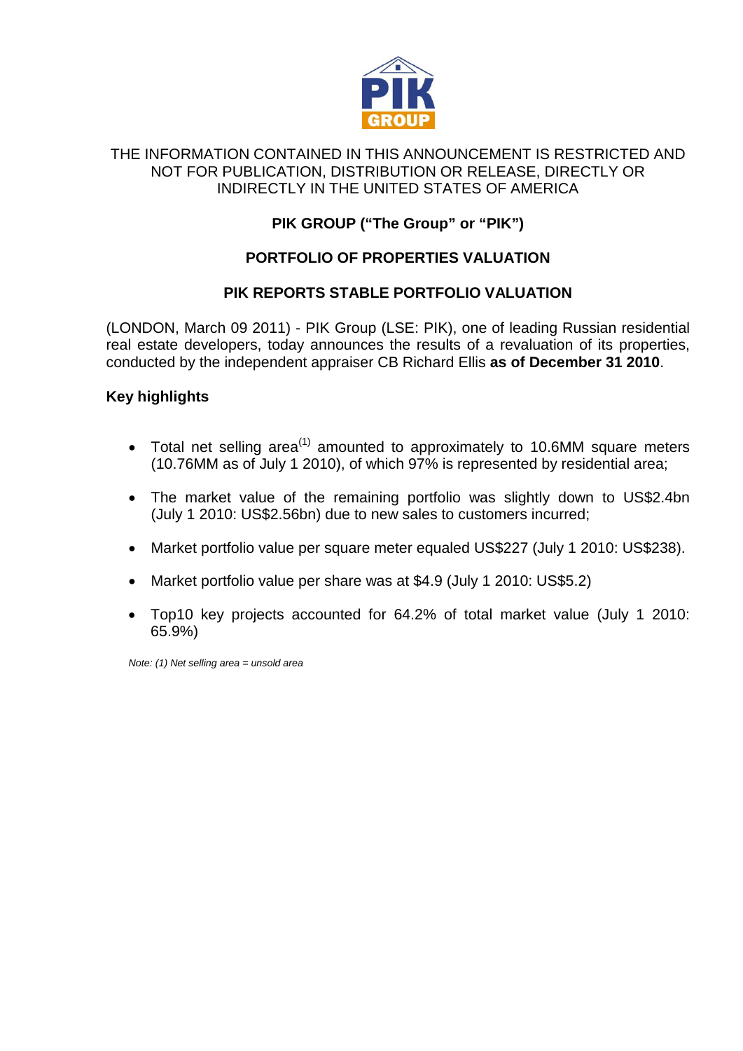THE INFORMATION CONTAINED IN THIS ANNOUNCEMENT IS RESTRICTED AND NOT FOR PUBLICATION, DISTRIBUTION OR RELEASE, DIRECTLY OR INDIRECTLY IN THE UNITED STATES OF AMERICA

**PIK GROUP ("The Group" or "PIK")**

**PORTFOLIO OF PROPERTIES VALUATION**

**PIK REPORTS STABLE PORTFOLIO VALUATION**

(LONDON, March 09 2011) - PIK Group (LSE: PIK), one of leading Russian residential real estate developers, today announces the results of a revaluation of its properties, conducted by the independent appraiser CB Richard Ellis **as of December 31 2010**.

**Key highlights**

- Total net selling area(1) amounted to approximately to 10.6MM square meters (10.76MM as of July 1 2010), of which 97% is represented by residential area;
- The market value of the remaining portfolio was slightly down to US$2.4bn (July 1 2010: US$2.56bn) due to new sales to customers incurred;
- Market portfolio value per square meter equaled US$227 (July 1 2010: US$238).
- Market portfolio value per share was at $4.9 (July 1 2010: US$5.2)
- Top10 key projects accounted for 64.2% of total market value (July 1 2010: 65.9%)

*Note: (1) Net selling area = unsold area*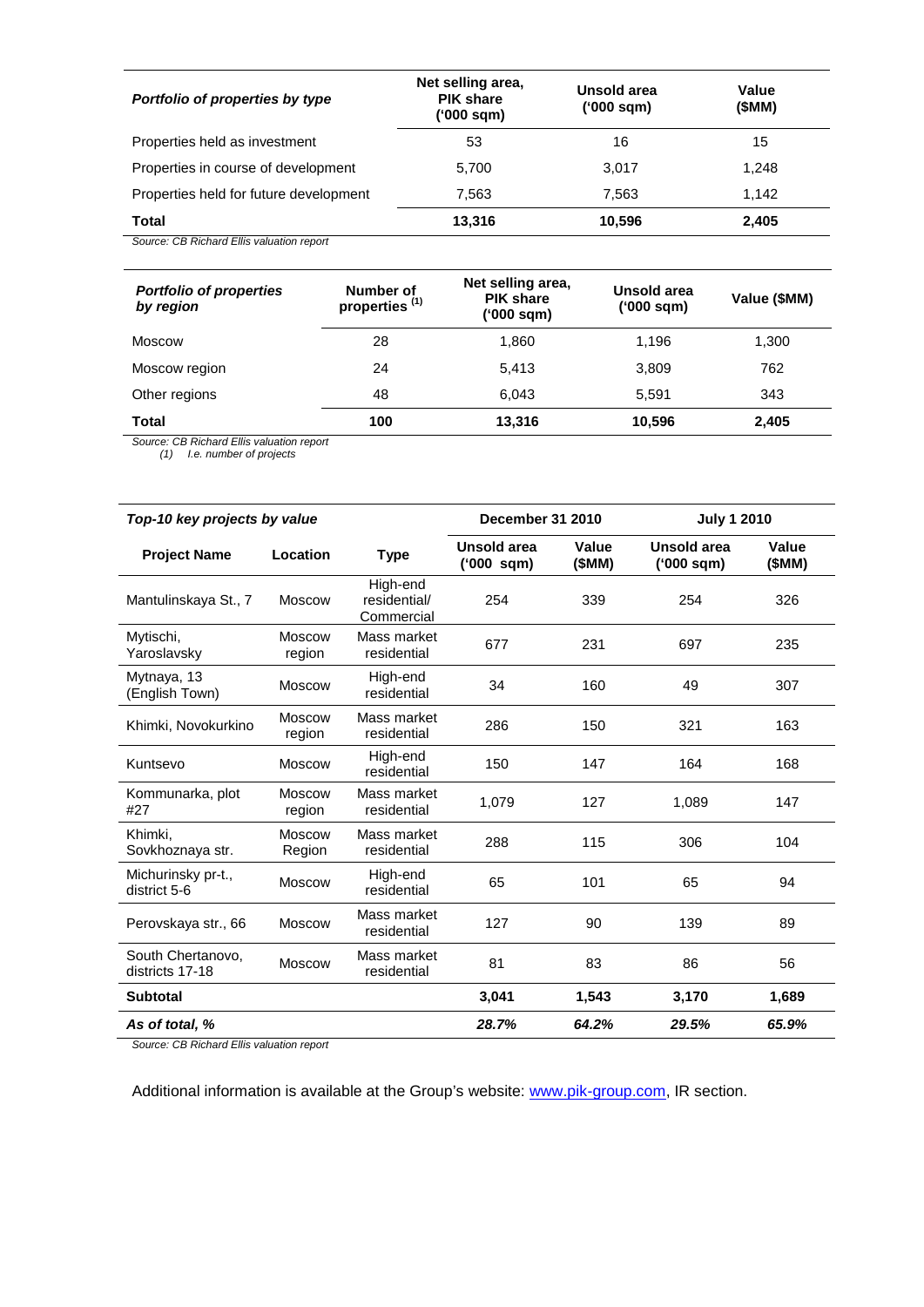| *Portfolio of properties by type* | Net selling area, PIK share ('000 sqm) | Unsold area ('000 sqm) | Value ($MM) |
|---|---|---|---|
| Properties held as investment | 53 | 16 | 15 |
| Properties in course of development | 5,700 | 3,017 | 1,248 |
| Properties held for future development | 7,563 | 7,563 | 1,142 |
| **Total** | **13,316** | **10,596** | **2,405** |

*Source: CB Richard Ellis valuation report*

| *Portfolio of properties by region* | Number of properties [(1)] | Net selling area, PIK share ('000 sqm) | Unsold area ('000 sqm) | Value ($MM) |
|---|---|---|---|---|
| Moscow | 28 | 1,860 | 1,196 | 1,300 |
| Moscow region | 24 | 5,413 | 3,809 | 762 |
| Other regions | 48 | 6,043 | 5,591 | 343 |
| **Total** | **100** | **13,316** | **10,596** | **2,405** |

*Source: CB Richard Ellis valuation report*
*(1) I.e. number of projects*

| *Top-10 key projects by value* | | | December 31 2010 | | July 1 2010 | |
|---|---|---|---|---|---|---|
| **Project Name** | **Location** | **Type** | **Unsold area ('000 sqm)** | **Value ($MM)** | **Unsold area ('000 sqm)** | **Value ($MM)** |
| Mantulinskaya St., 7 | Moscow | High-end residential/ Commercial | 254 | 339 | 254 | 326 |
| Mytischi, Yaroslavsky | Moscow region | Mass market residential | 677 | 231 | 697 | 235 |
| Mytnaya, 13 (English Town) | Moscow | High-end residential | 34 | 160 | 49 | 307 |
| Khimki, Novokurkino | Moscow region | Mass market residential | 286 | 150 | 321 | 163 |
| Kuntsevo | Moscow | High-end residential | 150 | 147 | 164 | 168 |
| Kommunarka, plot #27 | Moscow region | Mass market residential | 1,079 | 127 | 1,089 | 147 |
| Khimki, Sovkhoznaya str. | Moscow Region | Mass market residential | 288 | 115 | 306 | 104 |
| Michurinsky pr-t., district 5-6 | Moscow | High-end residential | 65 | 101 | 65 | 94 |
| Perovskaya str., 66 | Moscow | Mass market residential | 127 | 90 | 139 | 89 |
| South Chertanovo, districts 17-18 | Moscow | Mass market residential | 81 | 83 | 86 | 56 |
| **Subtotal** | | | **3,041** | **1,543** | **3,170** | **1,689** |
| ***As of total, %*** | | | ***28.7%*** | ***64.2%*** | ***29.5%*** | ***65.9%*** |

*Source: CB Richard Ellis valuation report*

Additional information is available at the Group's website: [www.pik-group.com](http://www.pik-group.com), IR section.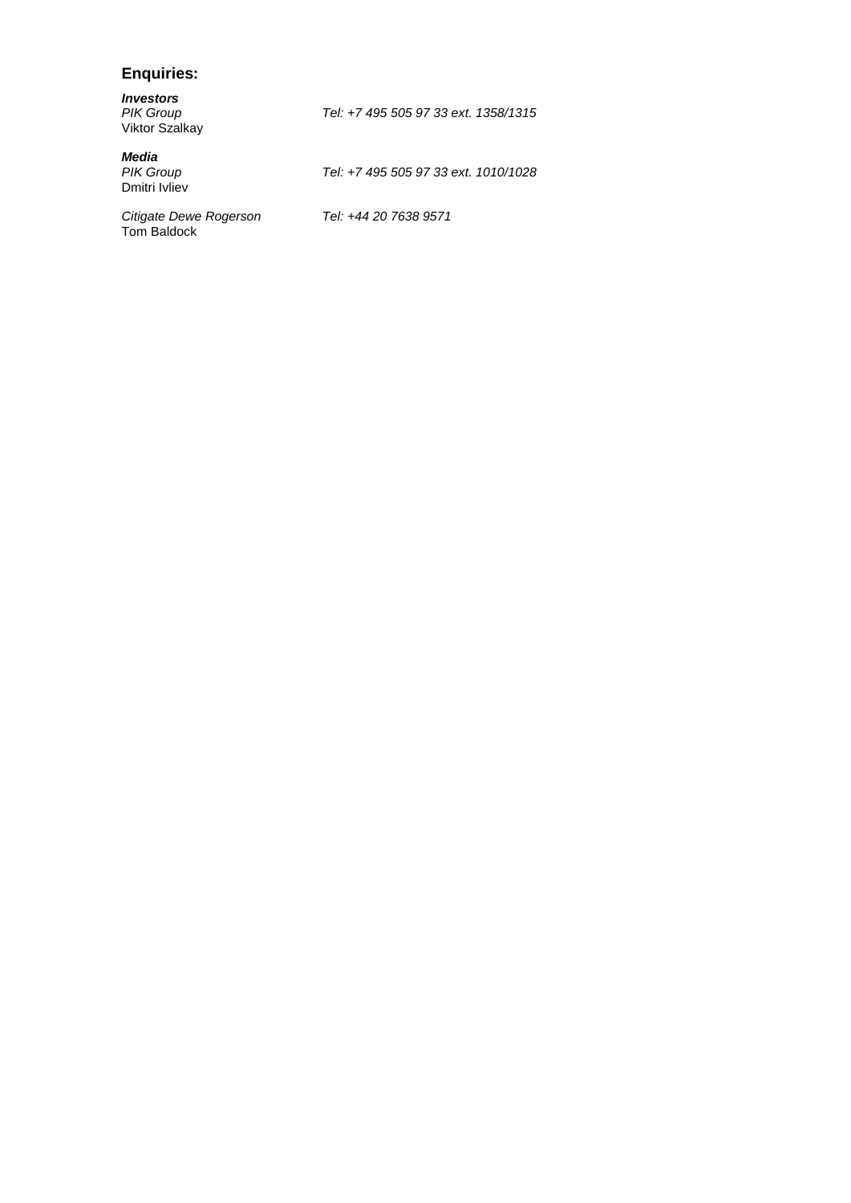## Enquiries:

***Investors***
*PIK Group* *Tel: +7 495 505 97 33 ext. 1358/1315*
Viktor Szalkay

***Media***
*PIK Group* *Tel: +7 495 505 97 33 ext. 1010/1028*
Dmitri Ivliev

*Citigate Dewe Rogerson* *Tel: +44 20 7638 9571*
Tom Baldock